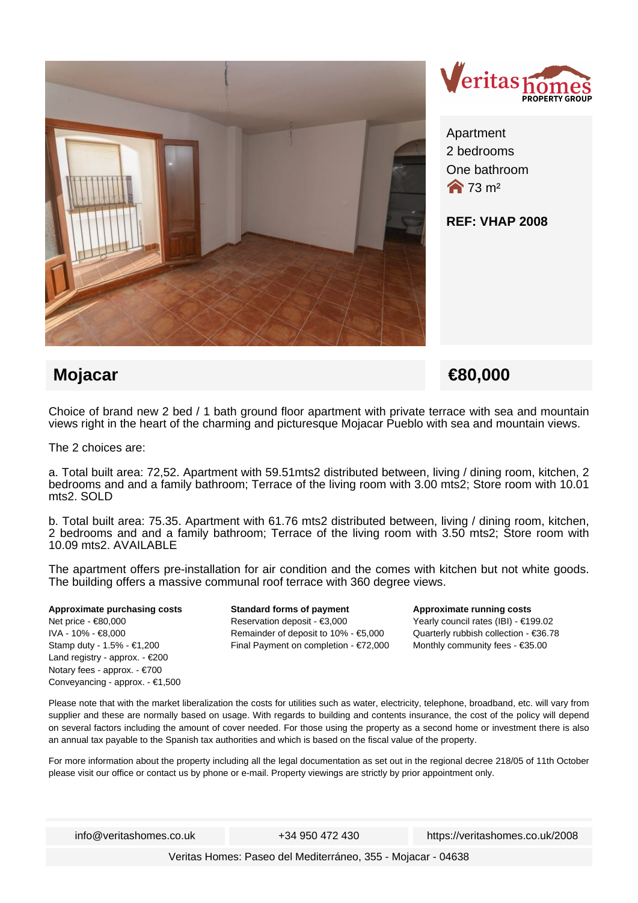Veritas homes PROPERTY GROUP

Apartment
2 bedrooms
One bathroom
73 m²

**REF: VHAP 2008**

## Mojacar

## €80,000

Choice of brand new 2 bed / 1 bath ground floor apartment with private terrace with sea and mountain views right in the heart of the charming and picturesque Mojacar Pueblo with sea and mountain views.

The 2 choices are:

a. Total built area: 72,52. Apartment with 59.51mts2 distributed between, living / dining room, kitchen, 2 bedrooms and and a family bathroom; Terrace of the living room with 3.00 mts2; Store room with 10.01 mts2. SOLD

b. Total built area: 75.35. Apartment with 61.76 mts2 distributed between, living / dining room, kitchen, 2 bedrooms and and a family bathroom; Terrace of the living room with 3.50 mts2; Store room with 10.09 mts2. AVAILABLE

The apartment offers pre-installation for air condition and the comes with kitchen but not white goods. The building offers a massive communal roof terrace with 360 degree views.

**Approximate purchasing costs**
Net price - €80,000
IVA - 10% - €8,000
Stamp duty - 1.5% - €1,200
Land registry - approx. - €200
Notary fees - approx. - €700
Conveyancing - approx. - €1,500

**Standard forms of payment**
Reservation deposit - €3,000
Remainder of deposit to 10% - €5,000
Final Payment on completion - €72,000

**Approximate running costs**
Yearly council rates (IBI) - €199.02
Quarterly rubbish collection - €36.78
Monthly community fees - €35.00

Please note that with the market liberalization the costs for utilities such as water, electricity, telephone, broadband, etc. will vary from supplier and these are normally based on usage. With regards to building and contents insurance, the cost of the policy will depend on several factors including the amount of cover needed. For those using the property as a second home or investment there is also an annual tax payable to the Spanish tax authorities and which is based on the fiscal value of the property.

For more information about the property including all the legal documentation as set out in the regional decree 218/05 of 11th October please visit our office or contact us by phone or e-mail. Property viewings are strictly by prior appointment only.

info@veritashomes.co.uk | +34 950 472 430 | https://veritashomes.co.uk/2008

Veritas Homes: Paseo del Mediterráneo, 355 - Mojacar - 04638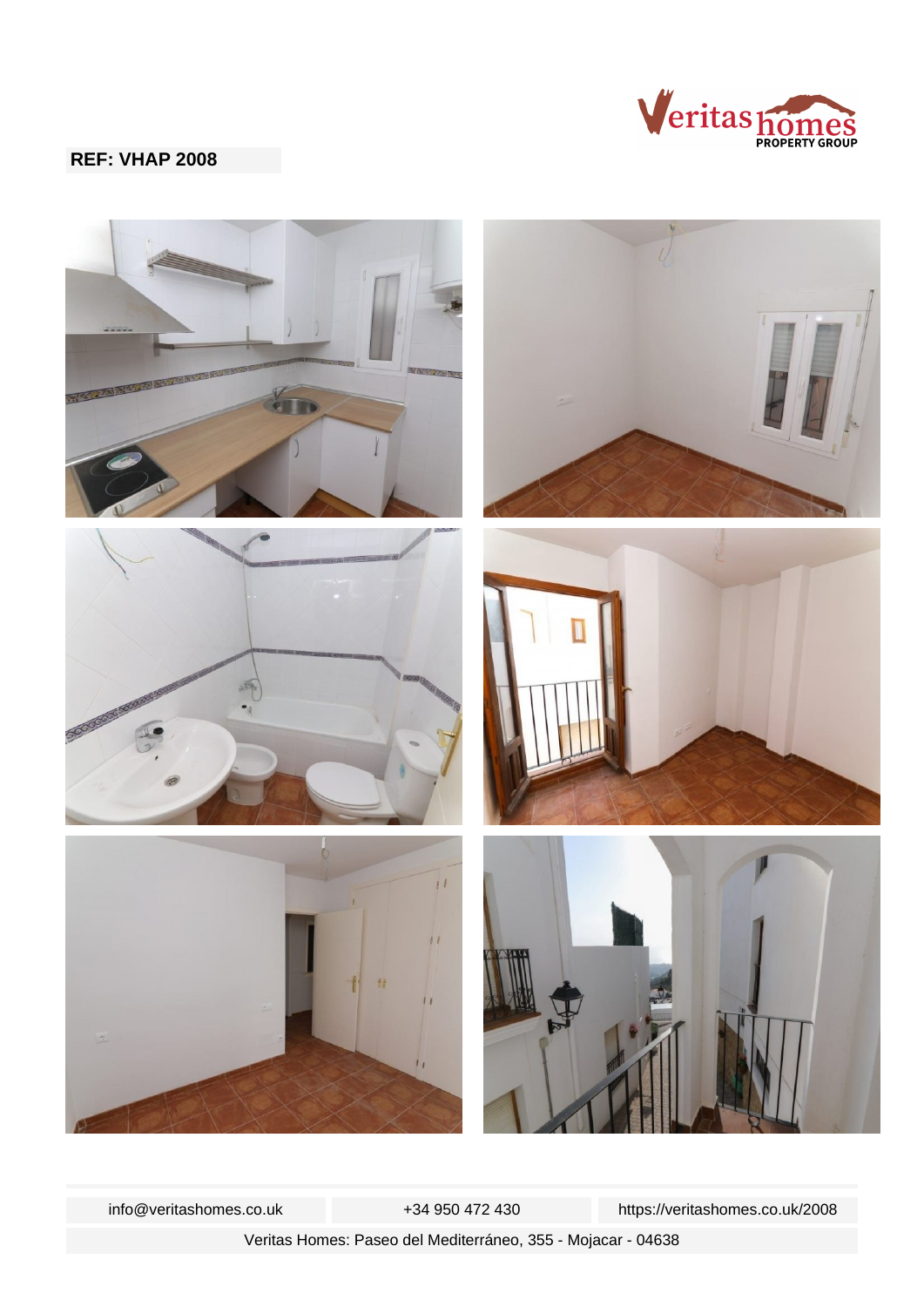**REF: VHAP 2008**

info@veritashomes.co.uk | +34 950 472 430 | https://veritashomes.co.uk/2008

Veritas Homes: Paseo del Mediterráneo, 355 - Mojacar - 04638